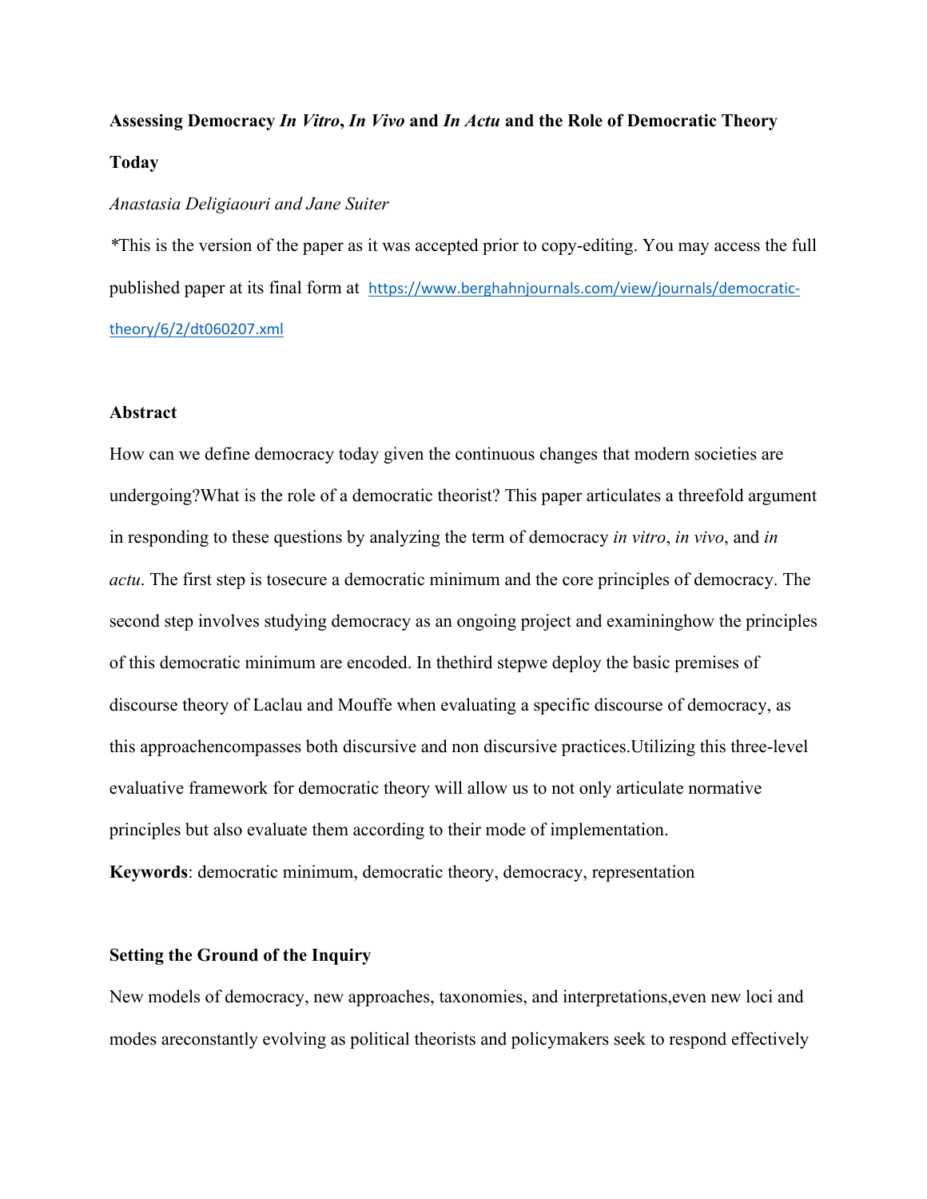**Assessing Democracy *In Vitro*, *In Vivo* and *In Actu* and the Role of Democratic Theory Today**

*Anastasia Deligiaouri and Jane Suiter*

*This is the version of the paper as it was accepted prior to copy-editing. You may access the full published paper at its final form at https://www.berghahnjournals.com/view/journals/democratic-theory/6/2/dt060207.xml

**Abstract**

How can we define democracy today given the continuous changes that modern societies are undergoing?What is the role of a democratic theorist? This paper articulates a threefold argument in responding to these questions by analyzing the term of democracy *in vitro*, *in vivo*, and *in actu*. The first step is tosecure a democratic minimum and the core principles of democracy. The second step involves studying democracy as an ongoing project and examininghow the principles of this democratic minimum are encoded. In thethird stepwe deploy the basic premises of discourse theory of Laclau and Mouffe when evaluating a specific discourse of democracy, as this approachencompasses both discursive and non discursive practices.Utilizing this three-level evaluative framework for democratic theory will allow us to not only articulate normative principles but also evaluate them according to their mode of implementation.

**Keywords**: democratic minimum, democratic theory, democracy, representation

**Setting the Ground of the Inquiry**

New models of democracy, new approaches, taxonomies, and interpretations,even new loci and modes areconstantly evolving as political theorists and policymakers seek to respond effectively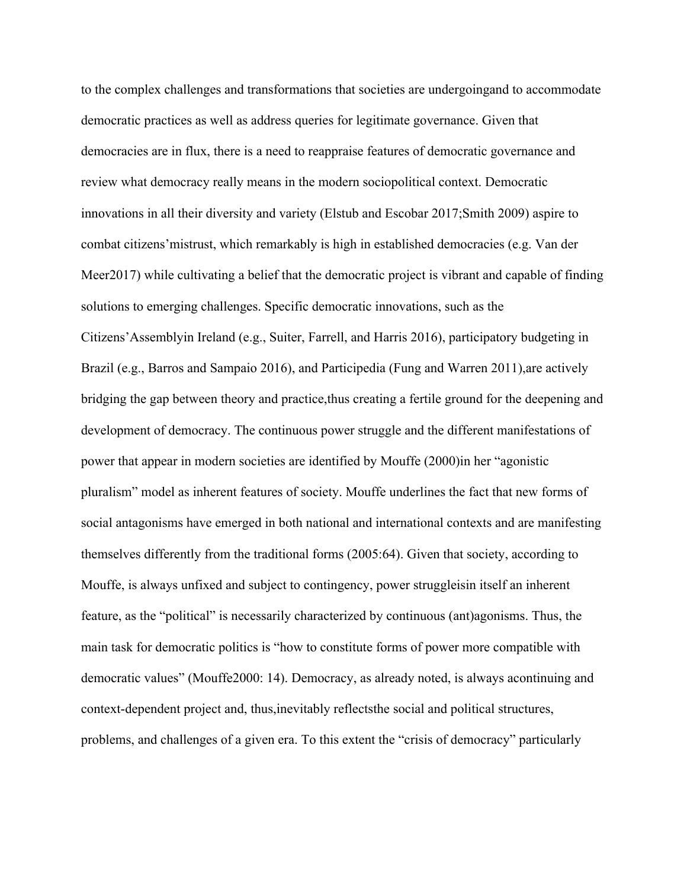to the complex challenges and transformations that societies are undergoingand to accommodate democratic practices as well as address queries for legitimate governance. Given that democracies are in flux, there is a need to reappraise features of democratic governance and review what democracy really means in the modern sociopolitical context. Democratic innovations in all their diversity and variety (Elstub and Escobar 2017;Smith 2009) aspire to combat citizens'mistrust, which remarkably is high in established democracies (e.g. Van der Meer2017) while cultivating a belief that the democratic project is vibrant and capable of finding solutions to emerging challenges. Specific democratic innovations, such as the Citizens'Assemblyin Ireland (e.g., Suiter, Farrell, and Harris 2016), participatory budgeting in Brazil (e.g., Barros and Sampaio 2016), and Participedia (Fung and Warren 2011),are actively bridging the gap between theory and practice,thus creating a fertile ground for the deepening and development of democracy. The continuous power struggle and the different manifestations of power that appear in modern societies are identified by Mouffe (2000)in her "agonistic pluralism" model as inherent features of society. Mouffe underlines the fact that new forms of social antagonisms have emerged in both national and international contexts and are manifesting themselves differently from the traditional forms (2005:64). Given that society, according to Mouffe, is always unfixed and subject to contingency, power struggleisin itself an inherent feature, as the "political" is necessarily characterized by continuous (ant)agonisms. Thus, the main task for democratic politics is "how to constitute forms of power more compatible with democratic values" (Mouffe2000: 14). Democracy, as already noted, is always acontinuing and context-dependent project and, thus,inevitably reflectsthe social and political structures, problems, and challenges of a given era. To this extent the "crisis of democracy" particularly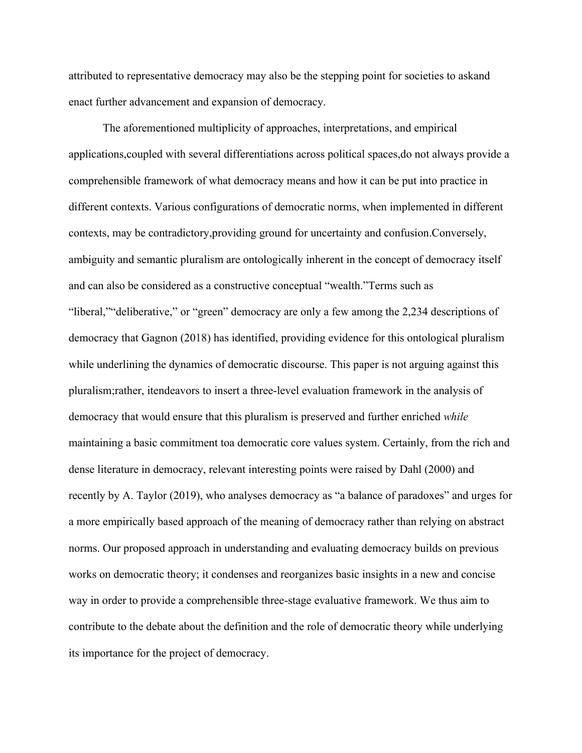attributed to representative democracy may also be the stepping point for societies to askand enact further advancement and expansion of democracy.

The aforementioned multiplicity of approaches, interpretations, and empirical applications,coupled with several differentiations across political spaces,do not always provide a comprehensible framework of what democracy means and how it can be put into practice in different contexts. Various configurations of democratic norms, when implemented in different contexts, may be contradictory,providing ground for uncertainty and confusion.Conversely, ambiguity and semantic pluralism are ontologically inherent in the concept of democracy itself and can also be considered as a constructive conceptual "wealth."Terms such as "liberal,""deliberative," or "green" democracy are only a few among the 2,234 descriptions of democracy that Gagnon (2018) has identified, providing evidence for this ontological pluralism while underlining the dynamics of democratic discourse. This paper is not arguing against this pluralism;rather, itendeavors to insert a three-level evaluation framework in the analysis of democracy that would ensure that this pluralism is preserved and further enriched *while* maintaining a basic commitment toa democratic core values system. Certainly, from the rich and dense literature in democracy, relevant interesting points were raised by Dahl (2000) and recently by A. Taylor (2019), who analyses democracy as "a balance of paradoxes" and urges for a more empirically based approach of the meaning of democracy rather than relying on abstract norms. Our proposed approach in understanding and evaluating democracy builds on previous works on democratic theory; it condenses and reorganizes basic insights in a new and concise way in order to provide a comprehensible three-stage evaluative framework. We thus aim to contribute to the debate about the definition and the role of democratic theory while underlying its importance for the project of democracy.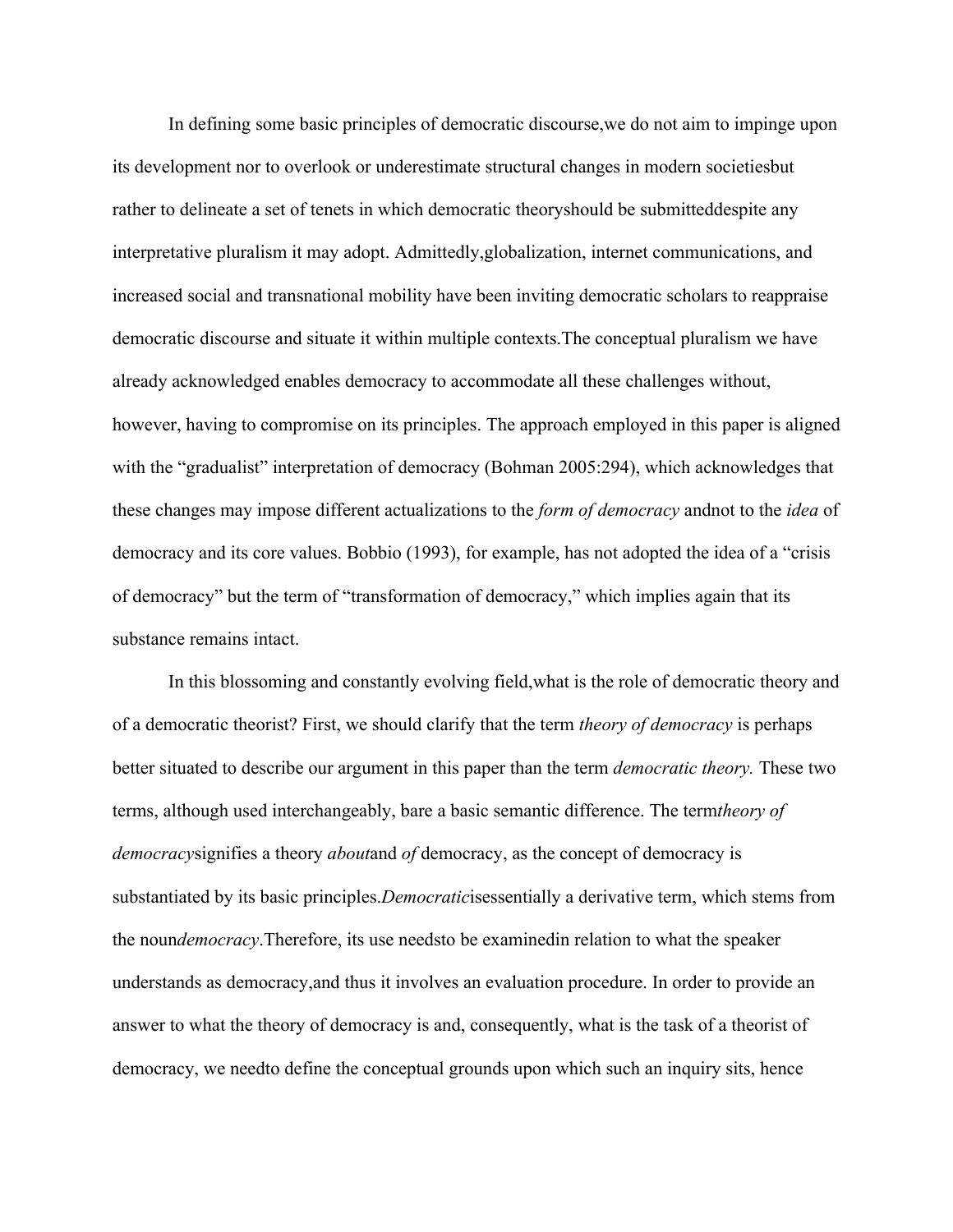In defining some basic principles of democratic discourse,we do not aim to impinge upon its development nor to overlook or underestimate structural changes in modern societiesbut rather to delineate a set of tenets in which democratic theoryshould be submitteddespite any interpretative pluralism it may adopt. Admittedly,globalization, internet communications, and increased social and transnational mobility have been inviting democratic scholars to reappraise democratic discourse and situate it within multiple contexts.The conceptual pluralism we have already acknowledged enables democracy to accommodate all these challenges without, however, having to compromise on its principles. The approach employed in this paper is aligned with the "gradualist" interpretation of democracy (Bohman 2005:294), which acknowledges that these changes may impose different actualizations to the *form of democracy* andnot to the *idea* of democracy and its core values. Bobbio (1993), for example, has not adopted the idea of a "crisis of democracy" but the term of "transformation of democracy," which implies again that its substance remains intact.

In this blossoming and constantly evolving field,what is the role of democratic theory and of a democratic theorist? First, we should clarify that the term *theory of democracy* is perhaps better situated to describe our argument in this paper than the term *democratic theory.* These two terms, although used interchangeably, bare a basic semantic difference. The term*theory of democracy*signifies a theory *about*and *of* democracy, as the concept of democracy is substantiated by its basic principles.*Democratic*isessentially a derivative term, which stems from the noun*democracy*.Therefore, its use needsto be examinedin relation to what the speaker understands as democracy,and thus it involves an evaluation procedure. In order to provide an answer to what the theory of democracy is and, consequently, what is the task of a theorist of democracy, we needto define the conceptual grounds upon which such an inquiry sits, hence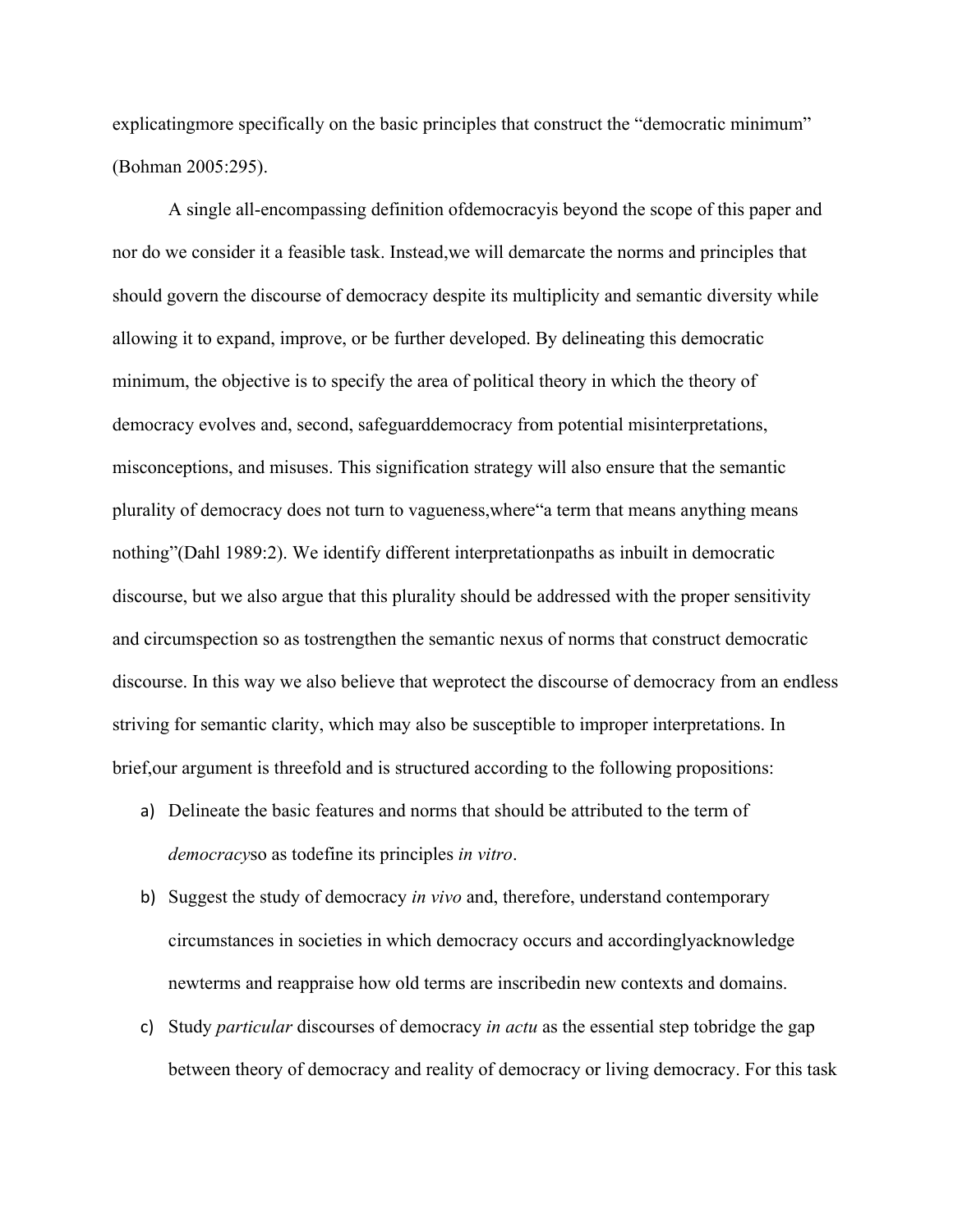explicatingmore specifically on the basic principles that construct the "democratic minimum" (Bohman 2005:295).

A single all-encompassing definition ofdemocracyis beyond the scope of this paper and nor do we consider it a feasible task. Instead,we will demarcate the norms and principles that should govern the discourse of democracy despite its multiplicity and semantic diversity while allowing it to expand, improve, or be further developed. By delineating this democratic minimum, the objective is to specify the area of political theory in which the theory of democracy evolves and, second, safeguarddemocracy from potential misinterpretations, misconceptions, and misuses. This signification strategy will also ensure that the semantic plurality of democracy does not turn to vagueness,where"a term that means anything means nothing"(Dahl 1989:2). We identify different interpretationpaths as inbuilt in democratic discourse, but we also argue that this plurality should be addressed with the proper sensitivity and circumspection so as tostrengthen the semantic nexus of norms that construct democratic discourse. In this way we also believe that weprotect the discourse of democracy from an endless striving for semantic clarity, which may also be susceptible to improper interpretations. In brief,our argument is threefold and is structured according to the following propositions:

a) Delineate the basic features and norms that should be attributed to the term of *democracy*so as todefine its principles *in vitro*.
b) Suggest the study of democracy *in vivo* and, therefore, understand contemporary circumstances in societies in which democracy occurs and accordinglyacknowledge newterms and reappraise how old terms are inscribedin new contexts and domains.
c) Study *particular* discourses of democracy *in actu* as the essential step tobridge the gap between theory of democracy and reality of democracy or living democracy. For this task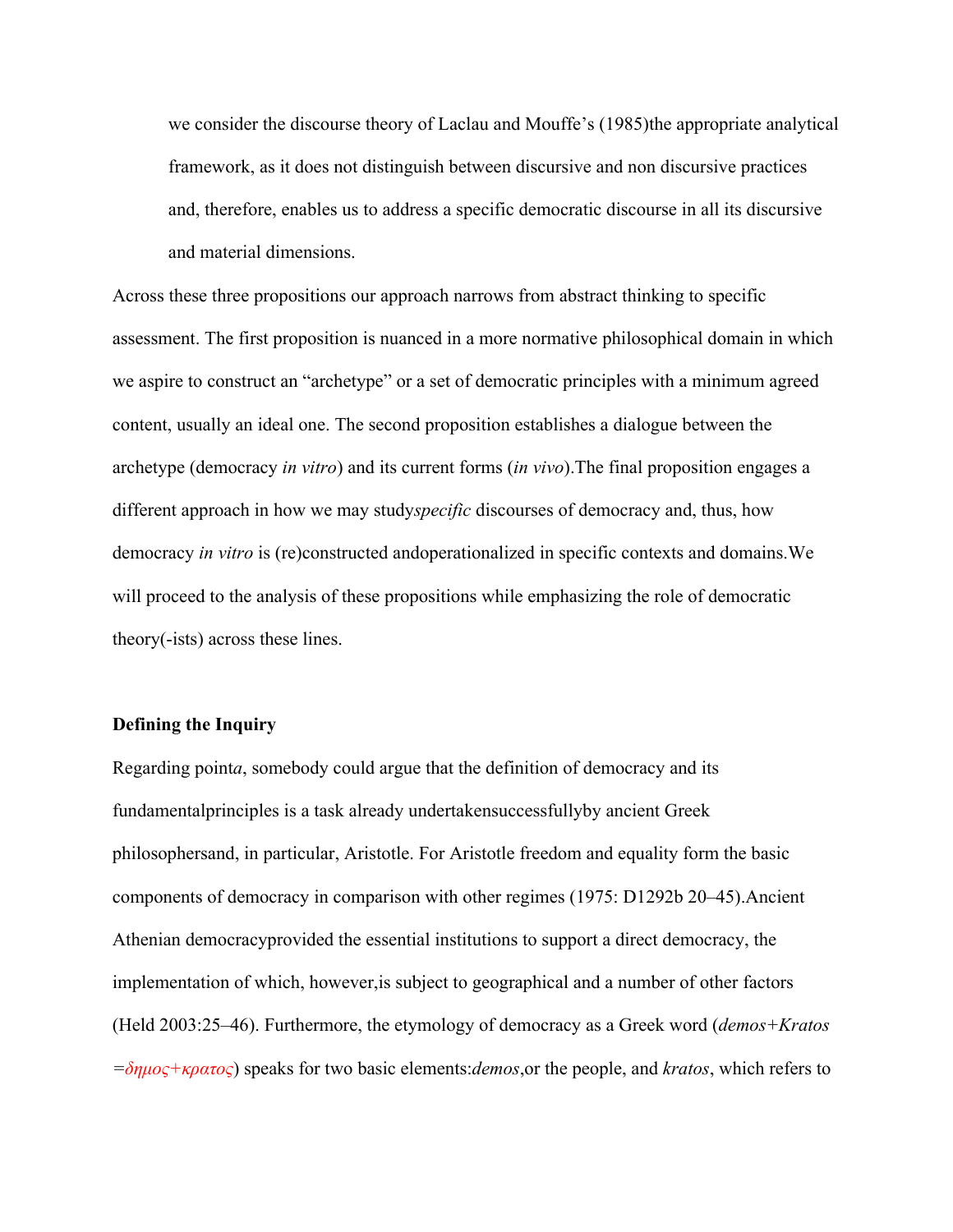we consider the discourse theory of Laclau and Mouffe's (1985)the appropriate analytical framework, as it does not distinguish between discursive and non discursive practices and, therefore, enables us to address a specific democratic discourse in all its discursive and material dimensions.

Across these three propositions our approach narrows from abstract thinking to specific assessment. The first proposition is nuanced in a more normative philosophical domain in which we aspire to construct an "archetype" or a set of democratic principles with a minimum agreed content, usually an ideal one. The second proposition establishes a dialogue between the archetype (democracy *in vitro*) and its current forms (*in vivo*).The final proposition engages a different approach in how we may study*specific* discourses of democracy and, thus, how democracy *in vitro* is (re)constructed andoperationalized in specific contexts and domains.We will proceed to the analysis of these propositions while emphasizing the role of democratic theory(-ists) across these lines.

**Defining the Inquiry**

Regarding point*a*, somebody could argue that the definition of democracy and its fundamentalprinciples is a task already undertakensuccessfullyby ancient Greek philosophersand, in particular, Aristotle. For Aristotle freedom and equality form the basic components of democracy in comparison with other regimes (1975: D1292b 20–45).Ancient Athenian democracyprovided the essential institutions to support a direct democracy, the implementation of which, however,is subject to geographical and a number of other factors (Held 2003:25–46). Furthermore, the etymology of democracy as a Greek word (*demos+Kratos =δημος+κρατος*) speaks for two basic elements:*demos*,or the people, and *kratos*, which refers to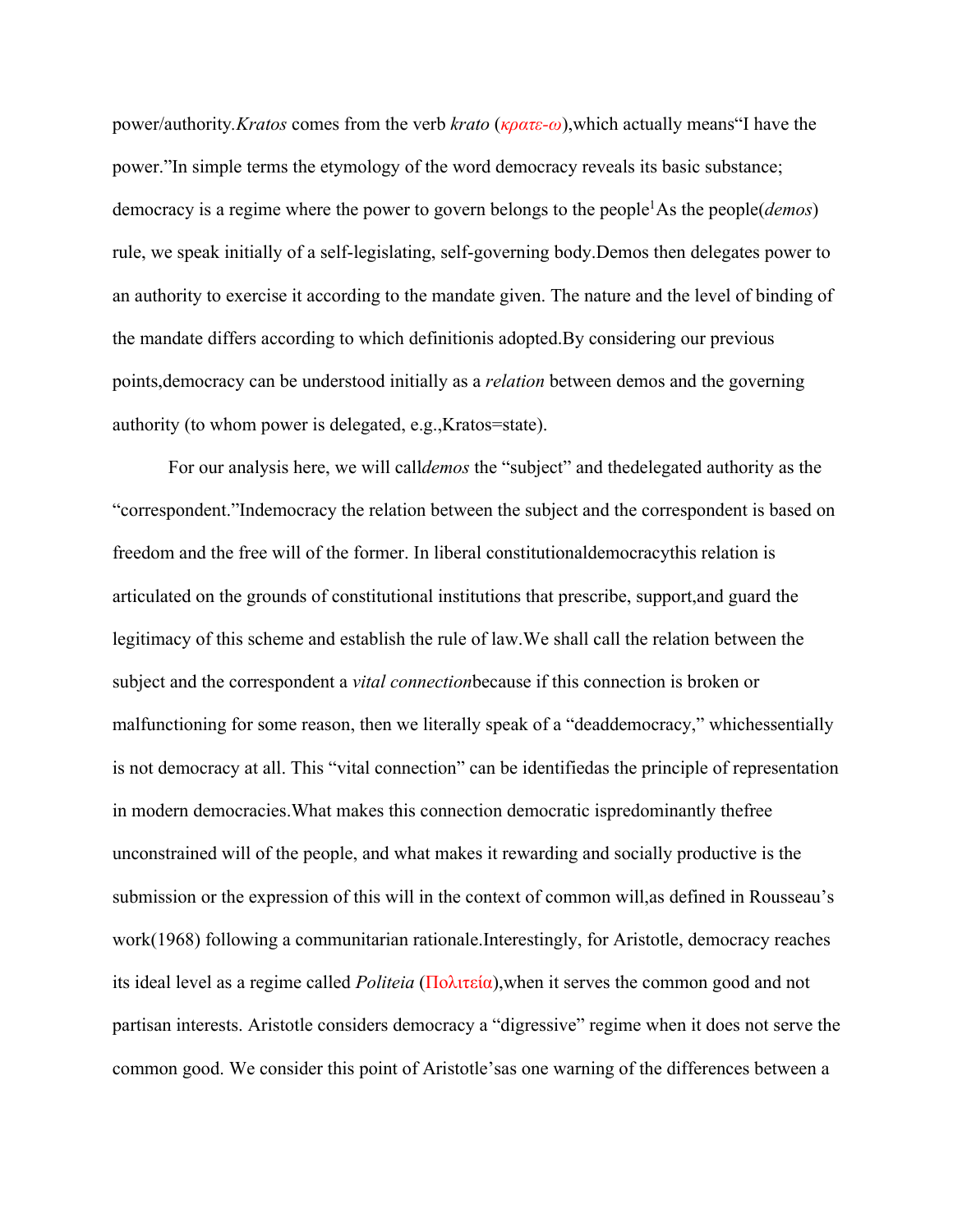power/authority. *Kratos* comes from the verb *krato* (*κρατε-ω*), which actually means "I have the power." In simple terms the etymology of the word democracy reveals its basic substance; democracy is a regime where the power to govern belongs to the people[1] As the people (*demos*) rule, we speak initially of a self-legislating, self-governing body. Demos then delegates power to an authority to exercise it according to the mandate given. The nature and the level of binding of the mandate differs according to which definition is adopted. By considering our previous points, democracy can be understood initially as a *relation* between demos and the governing authority (to whom power is delegated, e.g., Kratos=state).

For our analysis here, we will call *demos* the "subject" and the delegated authority as the "correspondent." In democracy the relation between the subject and the correspondent is based on freedom and the free will of the former. In liberal constitutional democracy this relation is articulated on the grounds of constitutional institutions that prescribe, support, and guard the legitimacy of this scheme and establish the rule of law. We shall call the relation between the subject and the correspondent a *vital connection* because if this connection is broken or malfunctioning for some reason, then we literally speak of a "dead democracy," which essentially is not democracy at all. This "vital connection" can be identified as the principle of representation in modern democracies. What makes this connection democratic is predominantly the free unconstrained will of the people, and what makes it rewarding and socially productive is the submission or the expression of this will in the context of common will, as defined in Rousseau's work (1968) following a communitarian rationale. Interestingly, for Aristotle, democracy reaches its ideal level as a regime called *Politeia* (Πολιτεία), when it serves the common good and not partisan interests. Aristotle considers democracy a "digressive" regime when it does not serve the common good. We consider this point of Aristotle's as one warning of the differences between a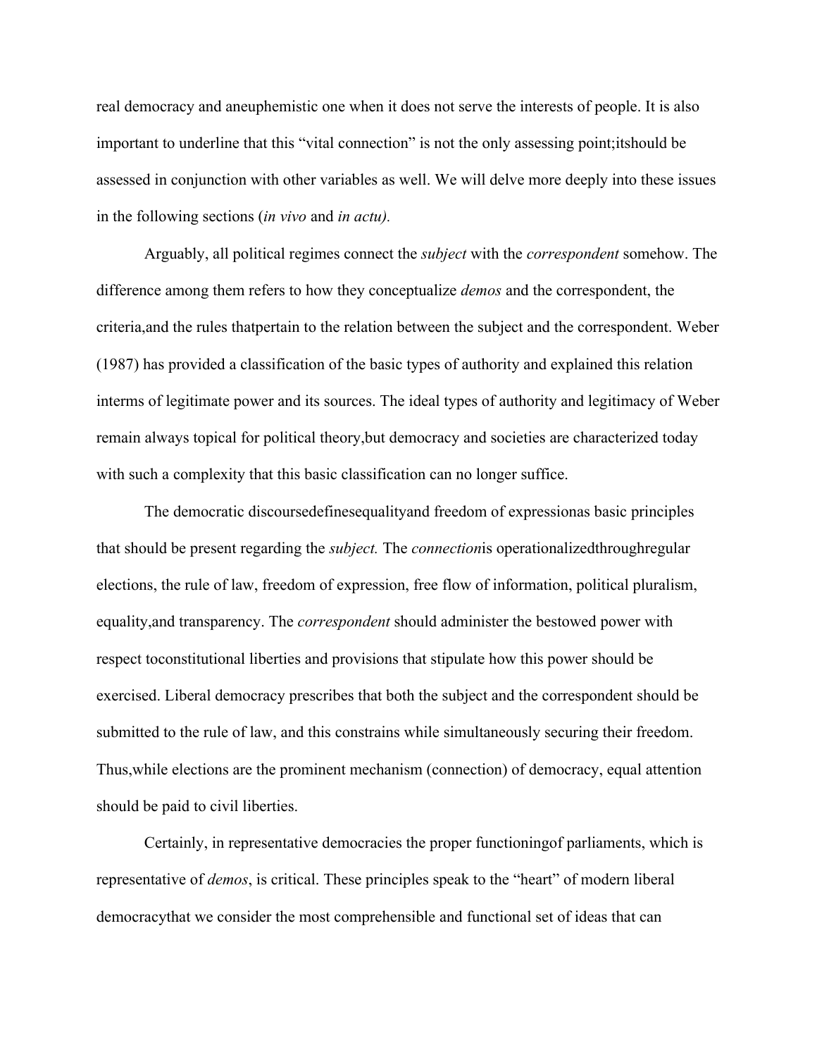real democracy and aneuphemistic one when it does not serve the interests of people. It is also important to underline that this "vital connection" is not the only assessing point;itshould be assessed in conjunction with other variables as well. We will delve more deeply into these issues in the following sections (*in vivo* and *in actu).*

Arguably, all political regimes connect the *subject* with the *correspondent* somehow. The difference among them refers to how they conceptualize *demos* and the correspondent, the criteria,and the rules thatpertain to the relation between the subject and the correspondent. Weber (1987) has provided a classification of the basic types of authority and explained this relation interms of legitimate power and its sources. The ideal types of authority and legitimacy of Weber remain always topical for political theory,but democracy and societies are characterized today with such a complexity that this basic classification can no longer suffice.

The democratic discoursedefinesequalityand freedom of expressionas basic principles that should be present regarding the *subject.* The *connection*is operationalizedthroughregular elections, the rule of law, freedom of expression, free flow of information, political pluralism, equality,and transparency. The *correspondent* should administer the bestowed power with respect toconstitutional liberties and provisions that stipulate how this power should be exercised. Liberal democracy prescribes that both the subject and the correspondent should be submitted to the rule of law, and this constrains while simultaneously securing their freedom. Thus,while elections are the prominent mechanism (connection) of democracy, equal attention should be paid to civil liberties.

Certainly, in representative democracies the proper functioningof parliaments, which is representative of *demos*, is critical. These principles speak to the "heart" of modern liberal democracythat we consider the most comprehensible and functional set of ideas that can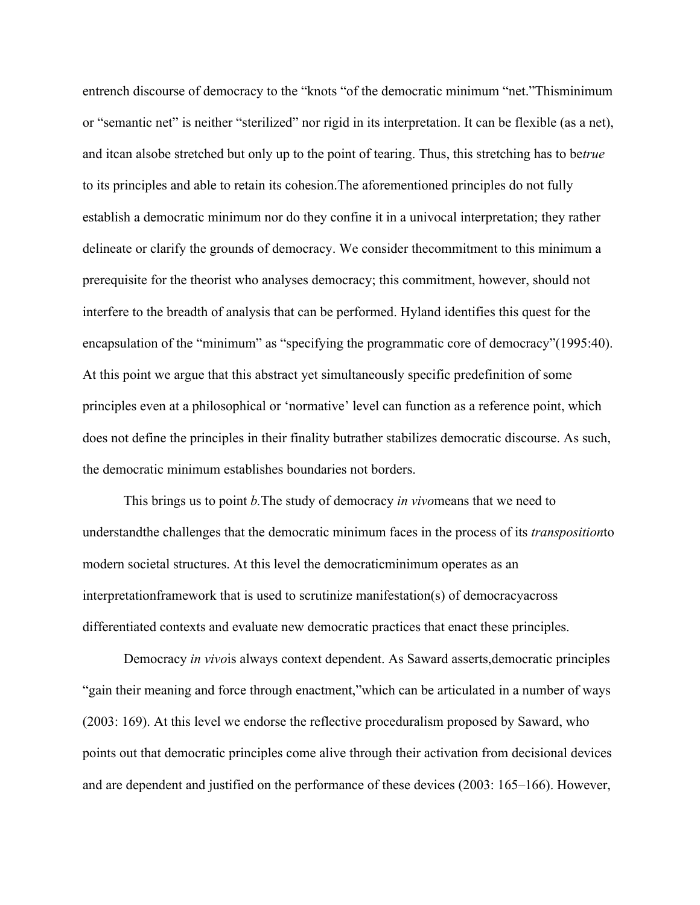entrench discourse of democracy to the "knots "of the democratic minimum "net."Thisminimum or "semantic net" is neither "sterilized" nor rigid in its interpretation. It can be flexible (as a net), and itcan alsobe stretched but only up to the point of tearing. Thus, this stretching has to be*true* to its principles and able to retain its cohesion.The aforementioned principles do not fully establish a democratic minimum nor do they confine it in a univocal interpretation; they rather delineate or clarify the grounds of democracy. We consider thecommitment to this minimum a prerequisite for the theorist who analyses democracy; this commitment, however, should not interfere to the breadth of analysis that can be performed. Hyland identifies this quest for the encapsulation of the "minimum" as "specifying the programmatic core of democracy"(1995:40). At this point we argue that this abstract yet simultaneously specific predefinition of some principles even at a philosophical or 'normative' level can function as a reference point, which does not define the principles in their finality butrather stabilizes democratic discourse. As such, the democratic minimum establishes boundaries not borders.

This brings us to point *b.*The study of democracy *in vivo*means that we need to understandthe challenges that the democratic minimum faces in the process of its *transposition*to modern societal structures. At this level the democraticminimum operates as an interpretationframework that is used to scrutinize manifestation(s) of democracyacross differentiated contexts and evaluate new democratic practices that enact these principles.

Democracy *in vivo*is always context dependent. As Saward asserts,democratic principles "gain their meaning and force through enactment,"which can be articulated in a number of ways (2003: 169). At this level we endorse the reflective proceduralism proposed by Saward, who points out that democratic principles come alive through their activation from decisional devices and are dependent and justified on the performance of these devices (2003: 165–166). However,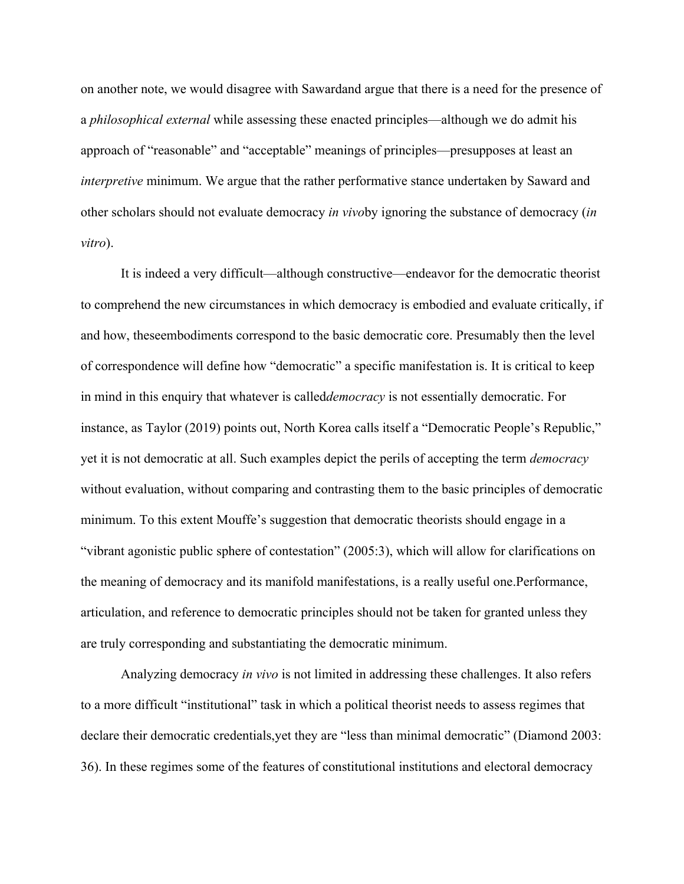on another note, we would disagree with Sawardand argue that there is a need for the presence of a *philosophical external* while assessing these enacted principles—although we do admit his approach of "reasonable" and "acceptable" meanings of principles—presupposes at least an *interpretive* minimum. We argue that the rather performative stance undertaken by Saward and other scholars should not evaluate democracy *in vivo*by ignoring the substance of democracy (*in vitro*).

It is indeed a very difficult—although constructive—endeavor for the democratic theorist to comprehend the new circumstances in which democracy is embodied and evaluate critically, if and how, theseembodiments correspond to the basic democratic core. Presumably then the level of correspondence will define how "democratic" a specific manifestation is. It is critical to keep in mind in this enquiry that whatever is called*democracy* is not essentially democratic. For instance, as Taylor (2019) points out, North Korea calls itself a "Democratic People's Republic," yet it is not democratic at all. Such examples depict the perils of accepting the term *democracy* without evaluation, without comparing and contrasting them to the basic principles of democratic minimum. To this extent Mouffe's suggestion that democratic theorists should engage in a "vibrant agonistic public sphere of contestation" (2005:3), which will allow for clarifications on the meaning of democracy and its manifold manifestations, is a really useful one.Performance, articulation, and reference to democratic principles should not be taken for granted unless they are truly corresponding and substantiating the democratic minimum.

Analyzing democracy *in vivo* is not limited in addressing these challenges. It also refers to a more difficult "institutional" task in which a political theorist needs to assess regimes that declare their democratic credentials,yet they are "less than minimal democratic" (Diamond 2003: 36). In these regimes some of the features of constitutional institutions and electoral democracy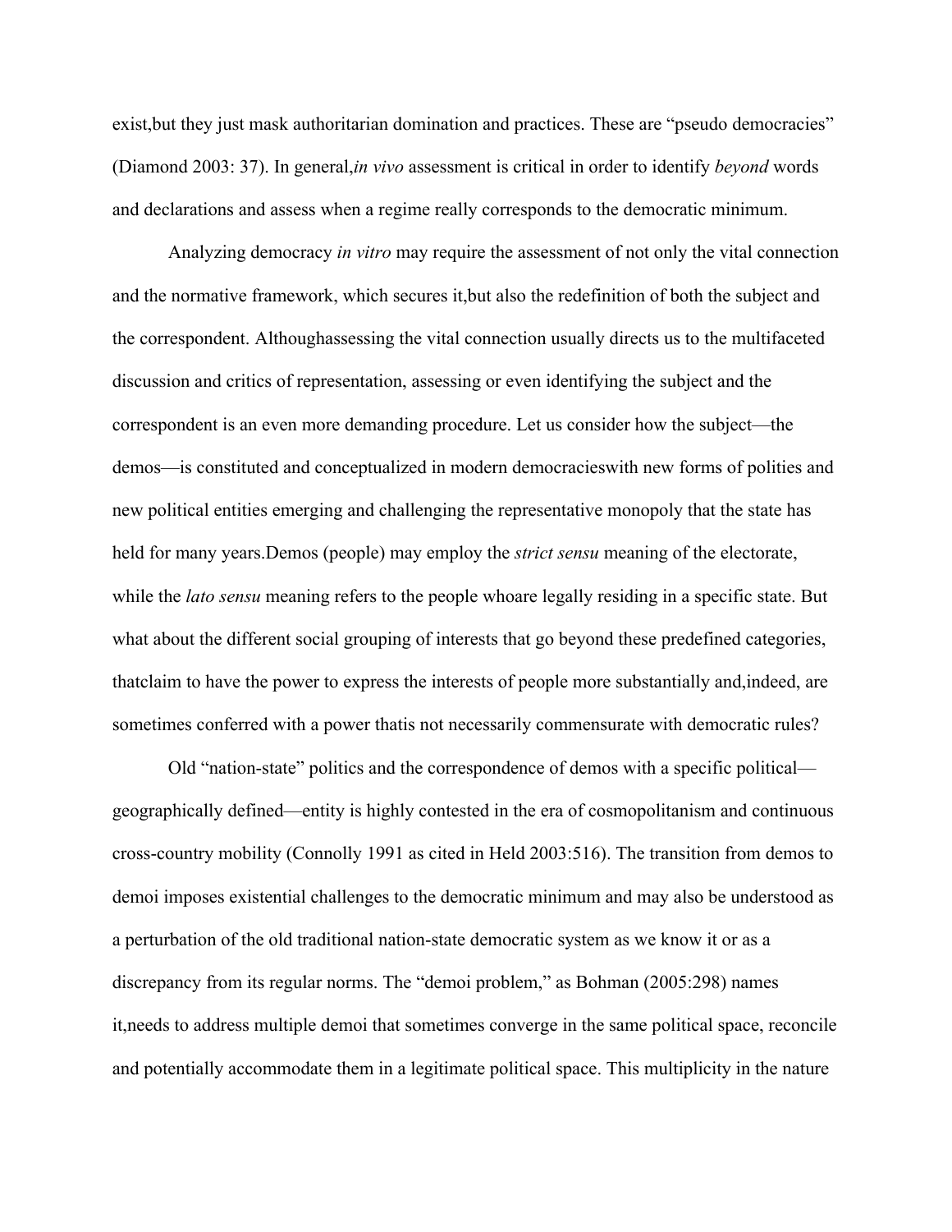exist,but they just mask authoritarian domination and practices. These are "pseudo democracies" (Diamond 2003: 37). In general,*in vivo* assessment is critical in order to identify *beyond* words and declarations and assess when a regime really corresponds to the democratic minimum.

Analyzing democracy *in vitro* may require the assessment of not only the vital connection and the normative framework, which secures it,but also the redefinition of both the subject and the correspondent. Althoughassessing the vital connection usually directs us to the multifaceted discussion and critics of representation, assessing or even identifying the subject and the correspondent is an even more demanding procedure. Let us consider how the subject—the demos—is constituted and conceptualized in modern democracieswith new forms of polities and new political entities emerging and challenging the representative monopoly that the state has held for many years.Demos (people) may employ the *strict sensu* meaning of the electorate, while the *lato sensu* meaning refers to the people whoare legally residing in a specific state. But what about the different social grouping of interests that go beyond these predefined categories, thatclaim to have the power to express the interests of people more substantially and,indeed, are sometimes conferred with a power thatis not necessarily commensurate with democratic rules?

Old "nation-state" politics and the correspondence of demos with a specific political—geographically defined—entity is highly contested in the era of cosmopolitanism and continuous cross-country mobility (Connolly 1991 as cited in Held 2003:516). The transition from demos to demoi imposes existential challenges to the democratic minimum and may also be understood as a perturbation of the old traditional nation-state democratic system as we know it or as a discrepancy from its regular norms. The "demoi problem," as Bohman (2005:298) names it,needs to address multiple demoi that sometimes converge in the same political space, reconcile and potentially accommodate them in a legitimate political space. This multiplicity in the nature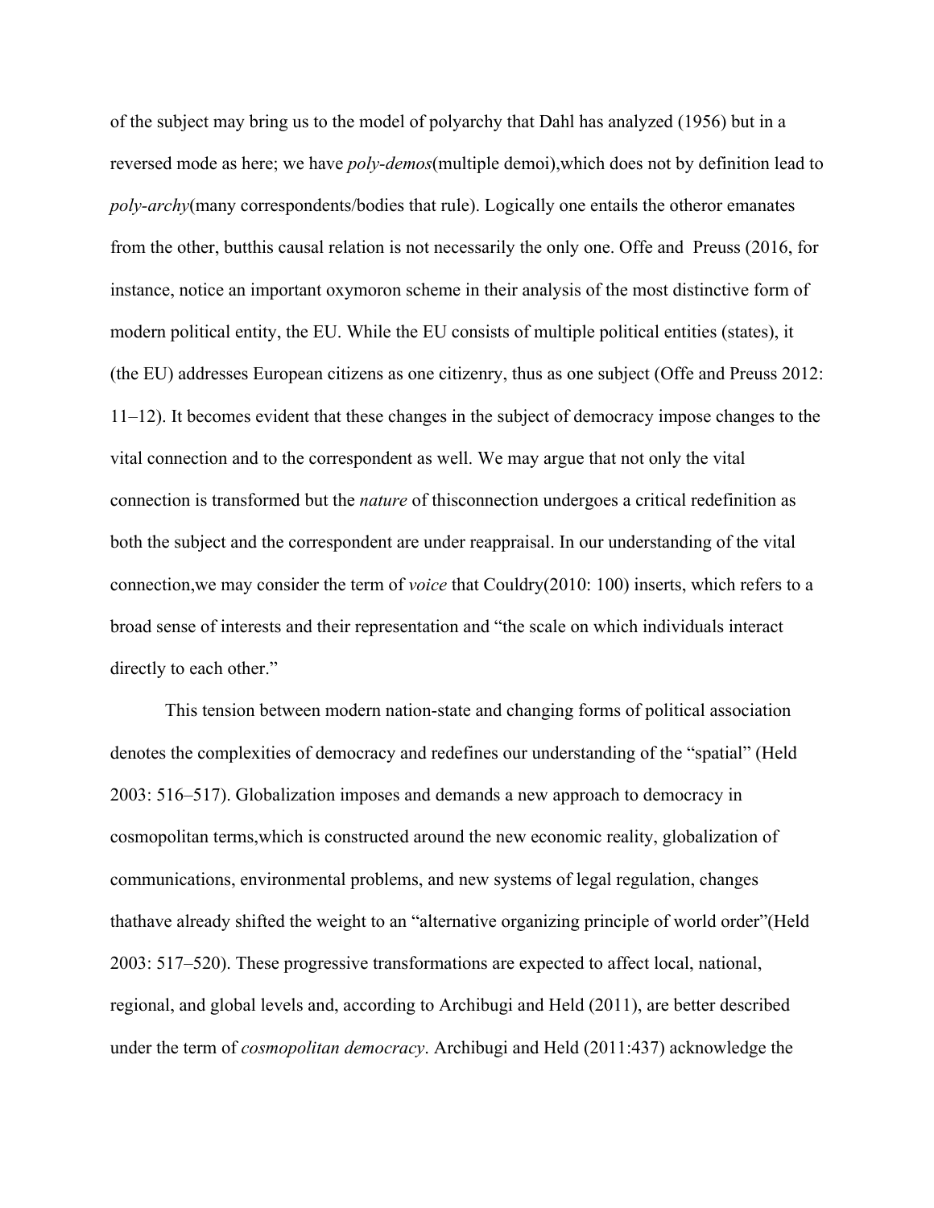of the subject may bring us to the model of polyarchy that Dahl has analyzed (1956) but in a reversed mode as here; we have *poly-demos*(multiple demoi),which does not by definition lead to *poly-archy*(many correspondents/bodies that rule). Logically one entails the otheror emanates from the other, butthis causal relation is not necessarily the only one. Offe and Preuss (2016, for instance, notice an important oxymoron scheme in their analysis of the most distinctive form of modern political entity, the EU. While the EU consists of multiple political entities (states), it (the EU) addresses European citizens as one citizenry, thus as one subject (Offe and Preuss 2012: 11–12). It becomes evident that these changes in the subject of democracy impose changes to the vital connection and to the correspondent as well. We may argue that not only the vital connection is transformed but the *nature* of thisconnection undergoes a critical redefinition as both the subject and the correspondent are under reappraisal. In our understanding of the vital connection,we may consider the term of *voice* that Couldry(2010: 100) inserts, which refers to a broad sense of interests and their representation and "the scale on which individuals interact directly to each other."

This tension between modern nation-state and changing forms of political association denotes the complexities of democracy and redefines our understanding of the "spatial" (Held 2003: 516–517). Globalization imposes and demands a new approach to democracy in cosmopolitan terms,which is constructed around the new economic reality, globalization of communications, environmental problems, and new systems of legal regulation, changes thathave already shifted the weight to an "alternative organizing principle of world order"(Held 2003: 517–520). These progressive transformations are expected to affect local, national, regional, and global levels and, according to Archibugi and Held (2011), are better described under the term of *cosmopolitan democracy*. Archibugi and Held (2011:437) acknowledge the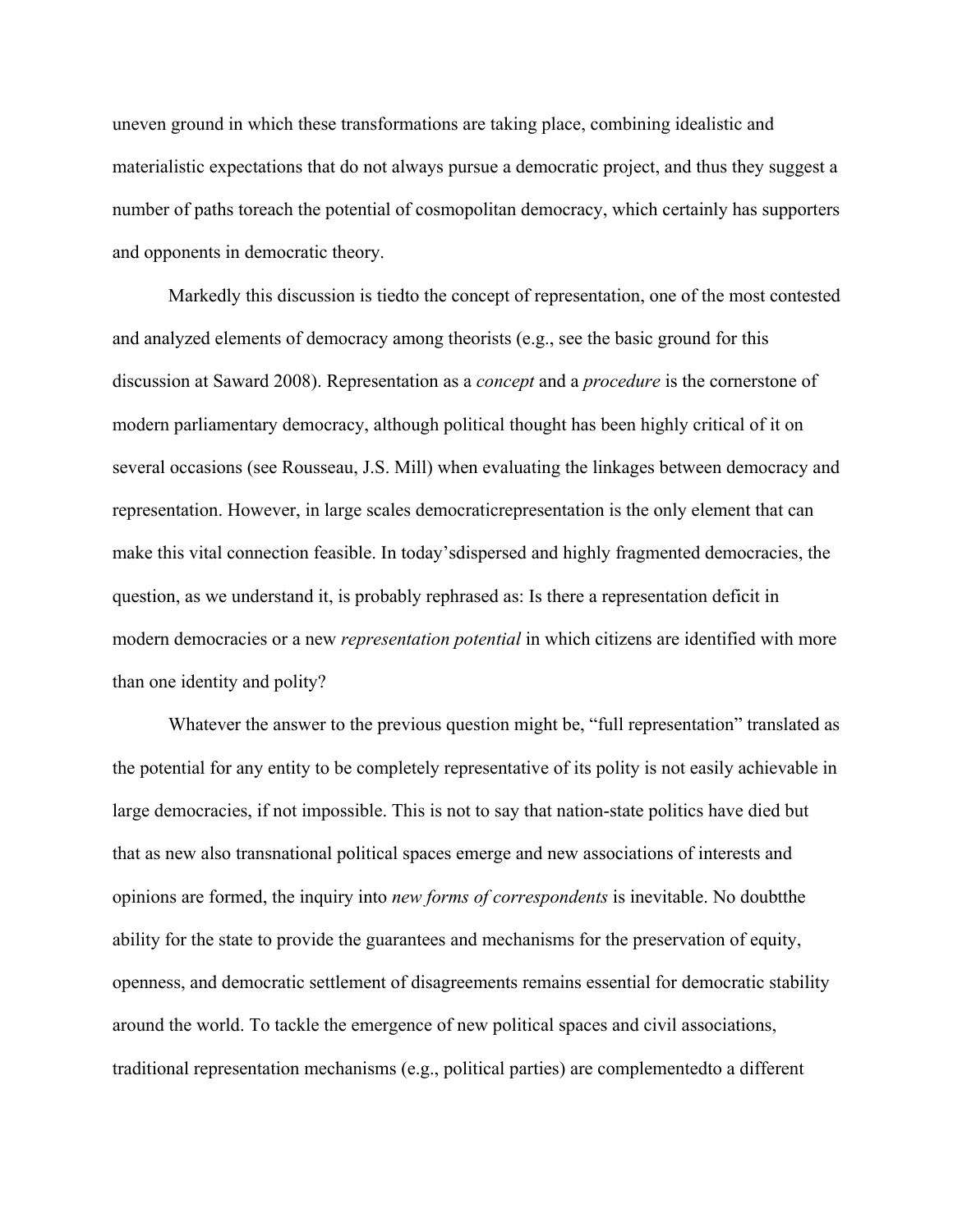uneven ground in which these transformations are taking place, combining idealistic and materialistic expectations that do not always pursue a democratic project, and thus they suggest a number of paths toreach the potential of cosmopolitan democracy, which certainly has supporters and opponents in democratic theory.

Markedly this discussion is tiedto the concept of representation, one of the most contested and analyzed elements of democracy among theorists (e.g., see the basic ground for this discussion at Saward 2008). Representation as a *concept* and a *procedure* is the cornerstone of modern parliamentary democracy, although political thought has been highly critical of it on several occasions (see Rousseau, J.S. Mill) when evaluating the linkages between democracy and representation. However, in large scales democraticrepresentation is the only element that can make this vital connection feasible. In today'sdispersed and highly fragmented democracies, the question, as we understand it, is probably rephrased as: Is there a representation deficit in modern democracies or a new *representation potential* in which citizens are identified with more than one identity and polity?

Whatever the answer to the previous question might be, "full representation" translated as the potential for any entity to be completely representative of its polity is not easily achievable in large democracies, if not impossible. This is not to say that nation-state politics have died but that as new also transnational political spaces emerge and new associations of interests and opinions are formed, the inquiry into *new forms of correspondents* is inevitable. No doubtthe ability for the state to provide the guarantees and mechanisms for the preservation of equity, openness, and democratic settlement of disagreements remains essential for democratic stability around the world. To tackle the emergence of new political spaces and civil associations, traditional representation mechanisms (e.g., political parties) are complementedto a different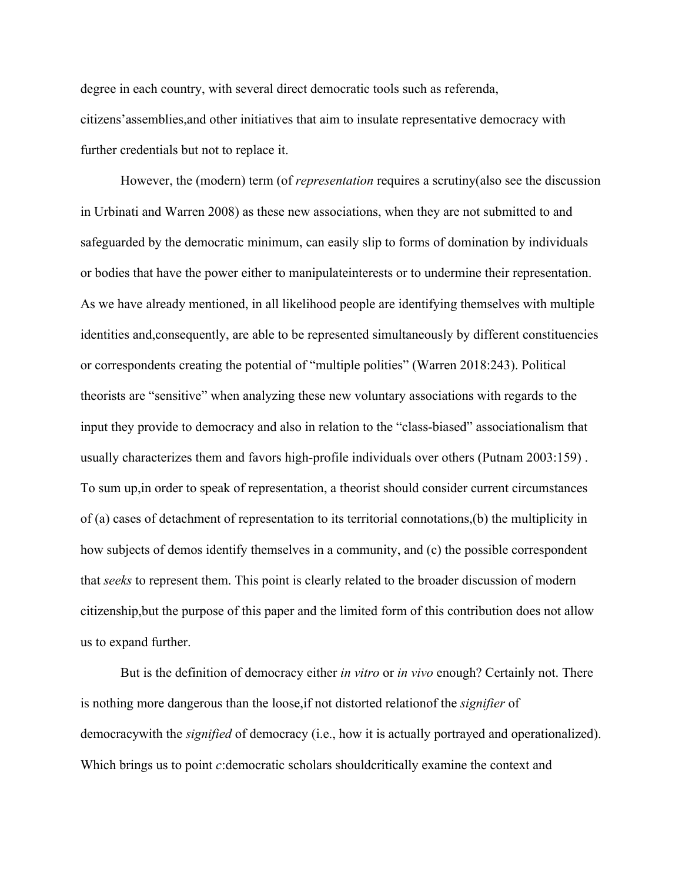degree in each country, with several direct democratic tools such as referenda, citizens'assemblies,and other initiatives that aim to insulate representative democracy with further credentials but not to replace it.

However, the (modern) term (of *representation* requires a scrutiny(also see the discussion in Urbinati and Warren 2008) as these new associations, when they are not submitted to and safeguarded by the democratic minimum, can easily slip to forms of domination by individuals or bodies that have the power either to manipulateinterests or to undermine their representation. As we have already mentioned, in all likelihood people are identifying themselves with multiple identities and,consequently, are able to be represented simultaneously by different constituencies or correspondents creating the potential of "multiple polities" (Warren 2018:243). Political theorists are "sensitive" when analyzing these new voluntary associations with regards to the input they provide to democracy and also in relation to the "class-biased" associationalism that usually characterizes them and favors high-profile individuals over others (Putnam 2003:159) . To sum up,in order to speak of representation, a theorist should consider current circumstances of (a) cases of detachment of representation to its territorial connotations,(b) the multiplicity in how subjects of demos identify themselves in a community, and (c) the possible correspondent that *seeks* to represent them. This point is clearly related to the broader discussion of modern citizenship,but the purpose of this paper and the limited form of this contribution does not allow us to expand further.

But is the definition of democracy either *in vitro* or *in vivo* enough? Certainly not. There is nothing more dangerous than the loose,if not distorted relationof the *signifier* of democracywith the *signified* of democracy (i.e., how it is actually portrayed and operationalized). Which brings us to point *c*:democratic scholars shouldcritically examine the context and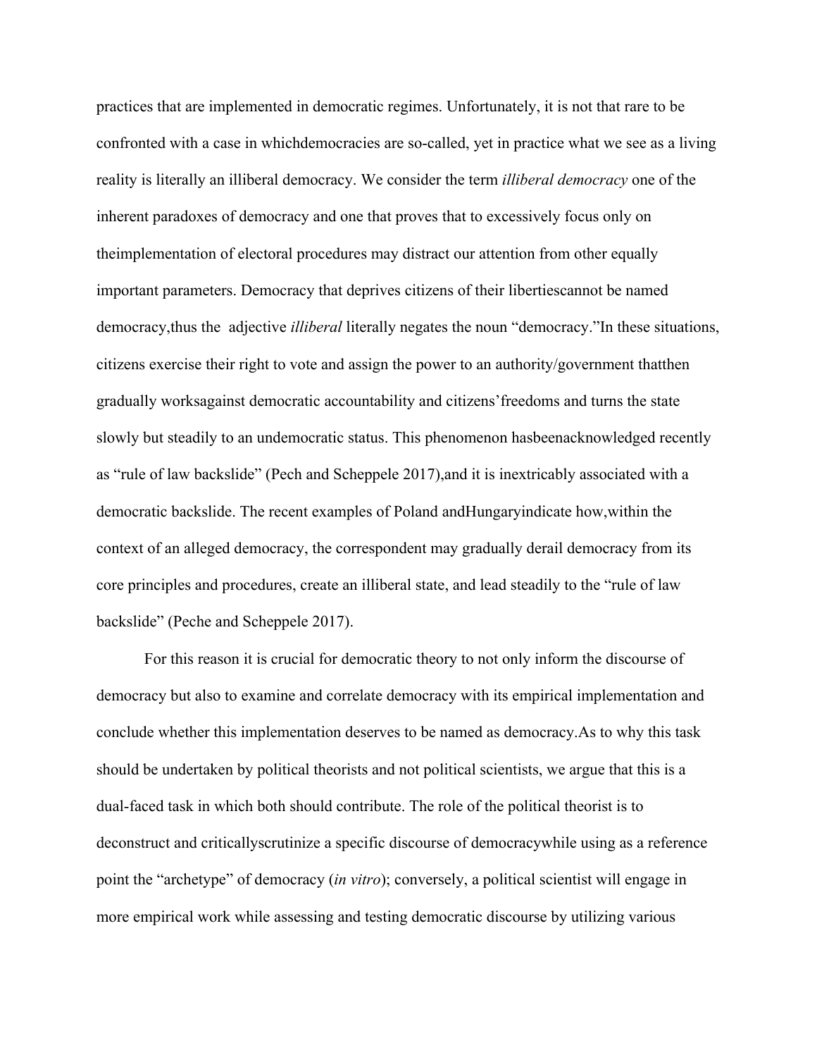practices that are implemented in democratic regimes. Unfortunately, it is not that rare to be confronted with a case in whichdemocracies are so-called, yet in practice what we see as a living reality is literally an illiberal democracy. We consider the term *illiberal democracy* one of the inherent paradoxes of democracy and one that proves that to excessively focus only on theimplementation of electoral procedures may distract our attention from other equally important parameters. Democracy that deprives citizens of their libertiescannot be named democracy,thus the adjective *illiberal* literally negates the noun "democracy."In these situations, citizens exercise their right to vote and assign the power to an authority/government thatthen gradually worksagainst democratic accountability and citizens'freedoms and turns the state slowly but steadily to an undemocratic status. This phenomenon hasbeenacknowledged recently as "rule of law backslide" (Pech and Scheppele 2017),and it is inextricably associated with a democratic backslide. The recent examples of Poland andHungaryindicate how,within the context of an alleged democracy, the correspondent may gradually derail democracy from its core principles and procedures, create an illiberal state, and lead steadily to the "rule of law backslide" (Peche and Scheppele 2017).

For this reason it is crucial for democratic theory to not only inform the discourse of democracy but also to examine and correlate democracy with its empirical implementation and conclude whether this implementation deserves to be named as democracy.As to why this task should be undertaken by political theorists and not political scientists, we argue that this is a dual-faced task in which both should contribute. The role of the political theorist is to deconstruct and criticallyscrutinize a specific discourse of democracywhile using as a reference point the "archetype" of democracy (*in vitro*); conversely, a political scientist will engage in more empirical work while assessing and testing democratic discourse by utilizing various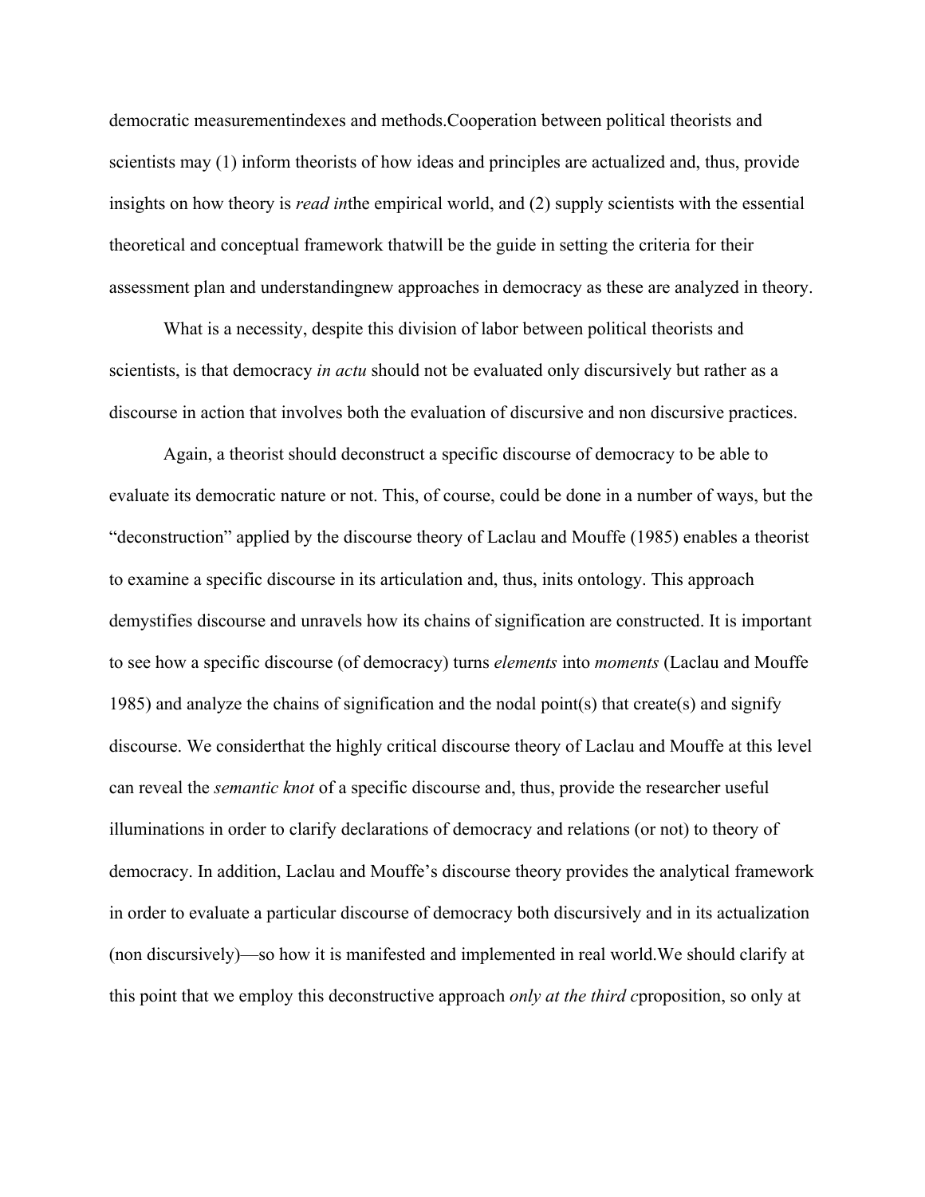democratic measurementindexes and methods.Cooperation between political theorists and scientists may (1) inform theorists of how ideas and principles are actualized and, thus, provide insights on how theory is *read in*the empirical world, and (2) supply scientists with the essential theoretical and conceptual framework thatwill be the guide in setting the criteria for their assessment plan and understandingnew approaches in democracy as these are analyzed in theory.

What is a necessity, despite this division of labor between political theorists and scientists, is that democracy *in actu* should not be evaluated only discursively but rather as a discourse in action that involves both the evaluation of discursive and non discursive practices.

Again, a theorist should deconstruct a specific discourse of democracy to be able to evaluate its democratic nature or not. This, of course, could be done in a number of ways, but the "deconstruction" applied by the discourse theory of Laclau and Mouffe (1985) enables a theorist to examine a specific discourse in its articulation and, thus, inits ontology. This approach demystifies discourse and unravels how its chains of signification are constructed. It is important to see how a specific discourse (of democracy) turns *elements* into *moments* (Laclau and Mouffe 1985) and analyze the chains of signification and the nodal point(s) that create(s) and signify discourse. We considerthat the highly critical discourse theory of Laclau and Mouffe at this level can reveal the *semantic knot* of a specific discourse and, thus, provide the researcher useful illuminations in order to clarify declarations of democracy and relations (or not) to theory of democracy. In addition, Laclau and Mouffe's discourse theory provides the analytical framework in order to evaluate a particular discourse of democracy both discursively and in its actualization (non discursively)—so how it is manifested and implemented in real world.We should clarify at this point that we employ this deconstructive approach *only at the third c*proposition, so only at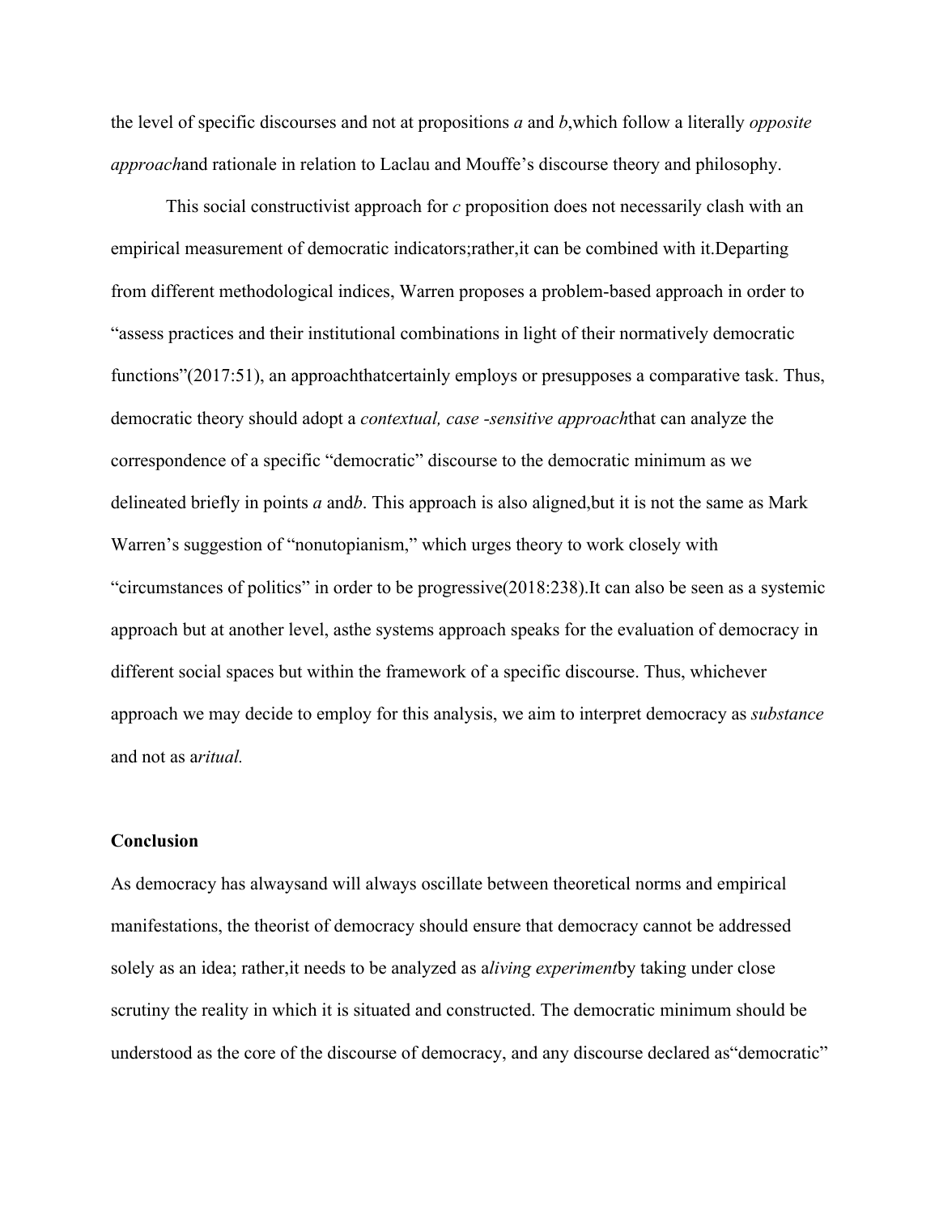the level of specific discourses and not at propositions *a* and *b*,which follow a literally *opposite approach*and rationale in relation to Laclau and Mouffe's discourse theory and philosophy.

This social constructivist approach for *c* proposition does not necessarily clash with an empirical measurement of democratic indicators;rather,it can be combined with it.Departing from different methodological indices, Warren proposes a problem-based approach in order to "assess practices and their institutional combinations in light of their normatively democratic functions"(2017:51), an approachthatcertainly employs or presupposes a comparative task. Thus, democratic theory should adopt a *contextual, case -sensitive approach*that can analyze the correspondence of a specific "democratic" discourse to the democratic minimum as we delineated briefly in points *a* and*b*. This approach is also aligned,but it is not the same as Mark Warren's suggestion of "nonutopianism," which urges theory to work closely with "circumstances of politics" in order to be progressive(2018:238).It can also be seen as a systemic approach but at another level, asthe systems approach speaks for the evaluation of democracy in different social spaces but within the framework of a specific discourse. Thus, whichever approach we may decide to employ for this analysis, we aim to interpret democracy as *substance* and not as a*ritual.*

**Conclusion**

As democracy has alwaysand will always oscillate between theoretical norms and empirical manifestations, the theorist of democracy should ensure that democracy cannot be addressed solely as an idea; rather,it needs to be analyzed as a*living experiment*by taking under close scrutiny the reality in which it is situated and constructed. The democratic minimum should be understood as the core of the discourse of democracy, and any discourse declared as"democratic"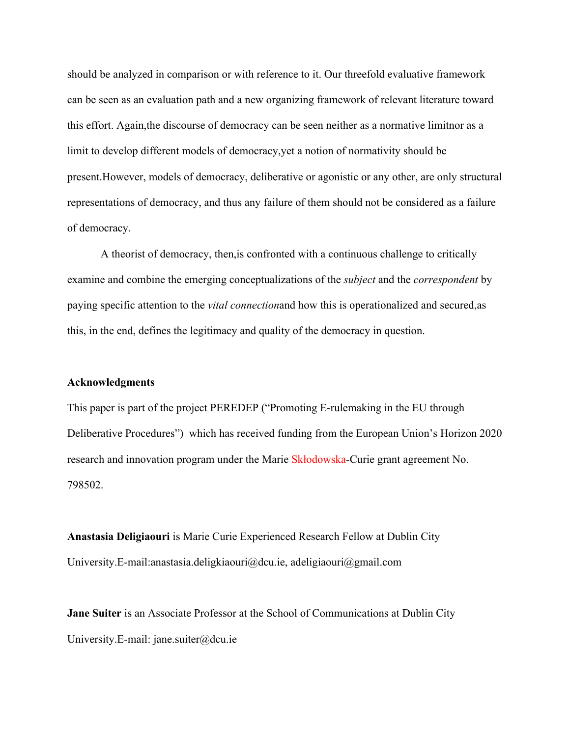should be analyzed in comparison or with reference to it. Our threefold evaluative framework can be seen as an evaluation path and a new organizing framework of relevant literature toward this effort. Again,the discourse of democracy can be seen neither as a normative limitnor as a limit to develop different models of democracy,yet a notion of normativity should be present.However, models of democracy, deliberative or agonistic or any other, are only structural representations of democracy, and thus any failure of them should not be considered as a failure of democracy.

A theorist of democracy, then,is confronted with a continuous challenge to critically examine and combine the emerging conceptualizations of the *subject* and the *correspondent* by paying specific attention to the *vital connection*and how this is operationalized and secured,as this, in the end, defines the legitimacy and quality of the democracy in question.

**Acknowledgments**

This paper is part of the project PEREDEP ("Promoting E-rulemaking in the EU through Deliberative Procedures") which has received funding from the European Union's Horizon 2020 research and innovation program under the Marie Skłodowska-Curie grant agreement No. 798502.

**Anastasia Deligiaouri** is Marie Curie Experienced Research Fellow at Dublin City University.E-mail:anastasia.deligkiaouri@dcu.ie, adeligiaouri@gmail.com

**Jane Suiter** is an Associate Professor at the School of Communications at Dublin City University.E-mail: jane.suiter@dcu.ie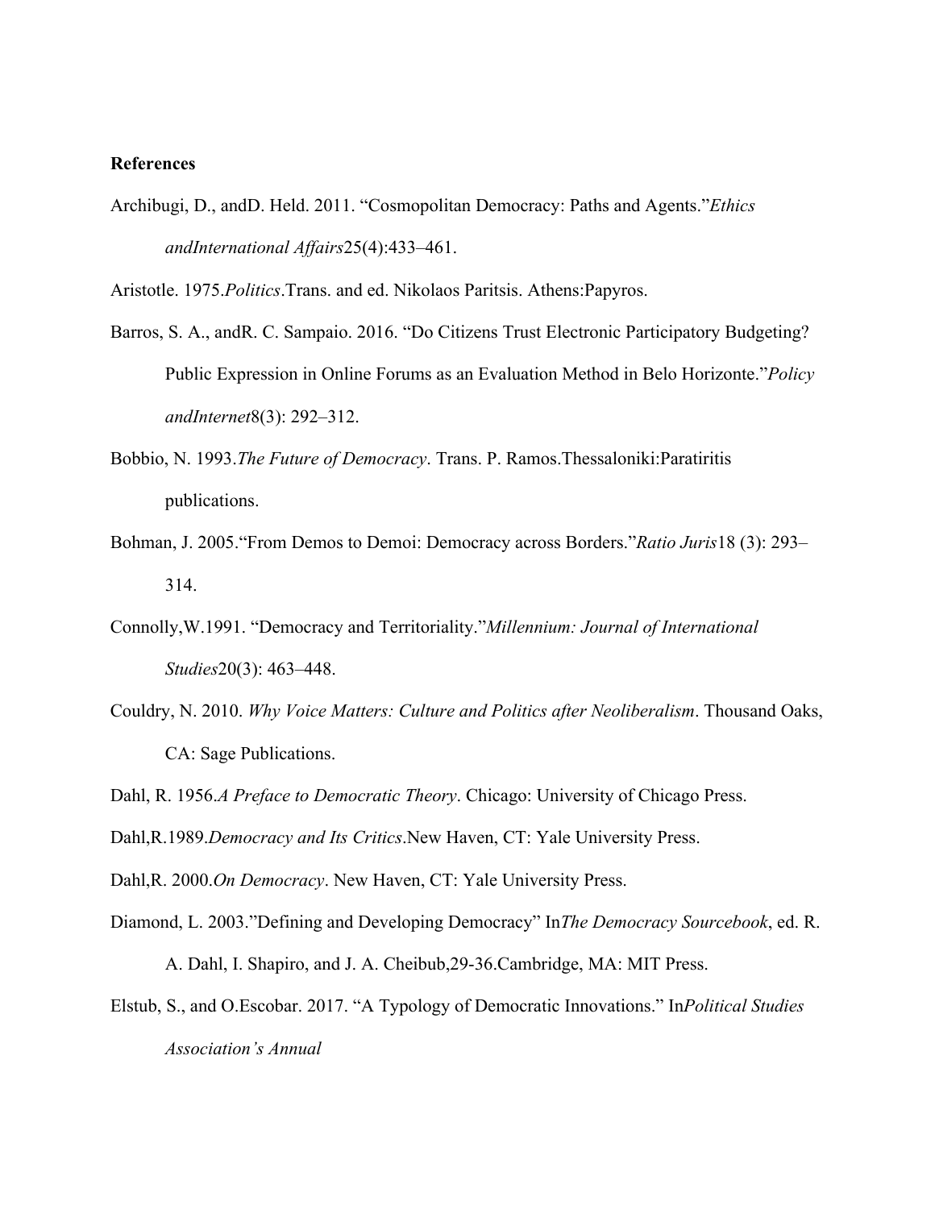**References**

Archibugi, D., andD. Held. 2011. "Cosmopolitan Democracy: Paths and Agents."*Ethics andInternational Affairs*25(4):433–461.

Aristotle. 1975.*Politics*.Trans. and ed. Nikolaos Paritsis. Athens:Papyros.

Barros, S. A., andR. C. Sampaio. 2016. "Do Citizens Trust Electronic Participatory Budgeting? Public Expression in Online Forums as an Evaluation Method in Belo Horizonte."*Policy andInternet*8(3): 292–312.

Bobbio, N. 1993.*The Future of Democracy*. Trans. P. Ramos.Thessaloniki:Paratiritis publications.

Bohman, J. 2005."From Demos to Demoi: Democracy across Borders."*Ratio Juris*18 (3): 293–314.

Connolly,W.1991. "Democracy and Territoriality."*Millennium: Journal of International Studies*20(3): 463–448.

Couldry, N. 2010. *Why Voice Matters: Culture and Politics after Neoliberalism*. Thousand Oaks, CA: Sage Publications.

Dahl, R. 1956.*A Preface to Democratic Theory*. Chicago: University of Chicago Press.

Dahl,R.1989.*Democracy and Its Critics*.New Haven, CT: Yale University Press.

Dahl,R. 2000.*On Democracy*. New Haven, CT: Yale University Press.

Diamond, L. 2003."Defining and Developing Democracy" In*The Democracy Sourcebook*, ed. R. A. Dahl, I. Shapiro, and J. A. Cheibub,29-36.Cambridge, MA: MIT Press.

Elstub, S., and O.Escobar. 2017. "A Typology of Democratic Innovations." In*Political Studies Association's Annual*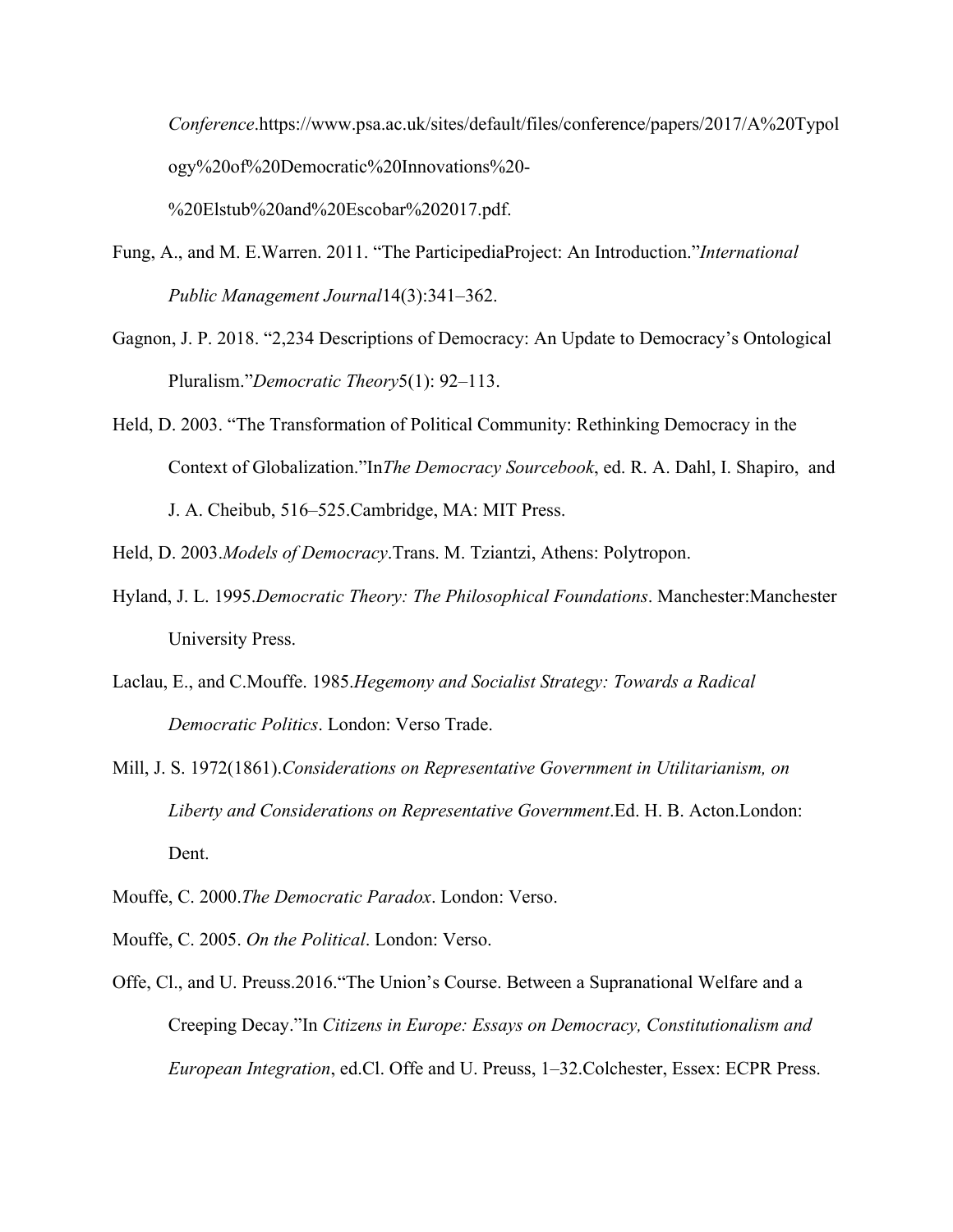*Conference*.https://www.psa.ac.uk/sites/default/files/conference/papers/2017/A%20Typology%20of%20Democratic%20Innovations%20-%20Elstub%20and%20Escobar%202017.pdf.

Fung, A., and M. E.Warren. 2011. "The ParticipediaProject: An Introduction."*International Public Management Journal*14(3):341–362.

Gagnon, J. P. 2018. "2,234 Descriptions of Democracy: An Update to Democracy's Ontological Pluralism."*Democratic Theory*5(1): 92–113.

Held, D. 2003. "The Transformation of Political Community: Rethinking Democracy in the Context of Globalization."In*The Democracy Sourcebook*, ed. R. A. Dahl, I. Shapiro, and J. A. Cheibub, 516–525.Cambridge, MA: MIT Press.

Held, D. 2003.*Models of Democracy*.Trans. M. Tziantzi, Athens: Polytropon.

Hyland, J. L. 1995.*Democratic Theory: The Philosophical Foundations*. Manchester:Manchester University Press.

Laclau, E., and C.Mouffe. 1985.*Hegemony and Socialist Strategy: Towards a Radical Democratic Politics*. London: Verso Trade.

Mill, J. S. 1972(1861).*Considerations on Representative Government in Utilitarianism, on Liberty and Considerations on Representative Government*.Ed. H. B. Acton.London: Dent.

Mouffe, C. 2000.*The Democratic Paradox*. London: Verso.

Mouffe, C. 2005. *On the Political*. London: Verso.

Offe, Cl., and U. Preuss.2016."The Union's Course. Between a Supranational Welfare and a Creeping Decay."In *Citizens in Europe: Essays on Democracy, Constitutionalism and European Integration*, ed.Cl. Offe and U. Preuss, 1–32.Colchester, Essex: ECPR Press.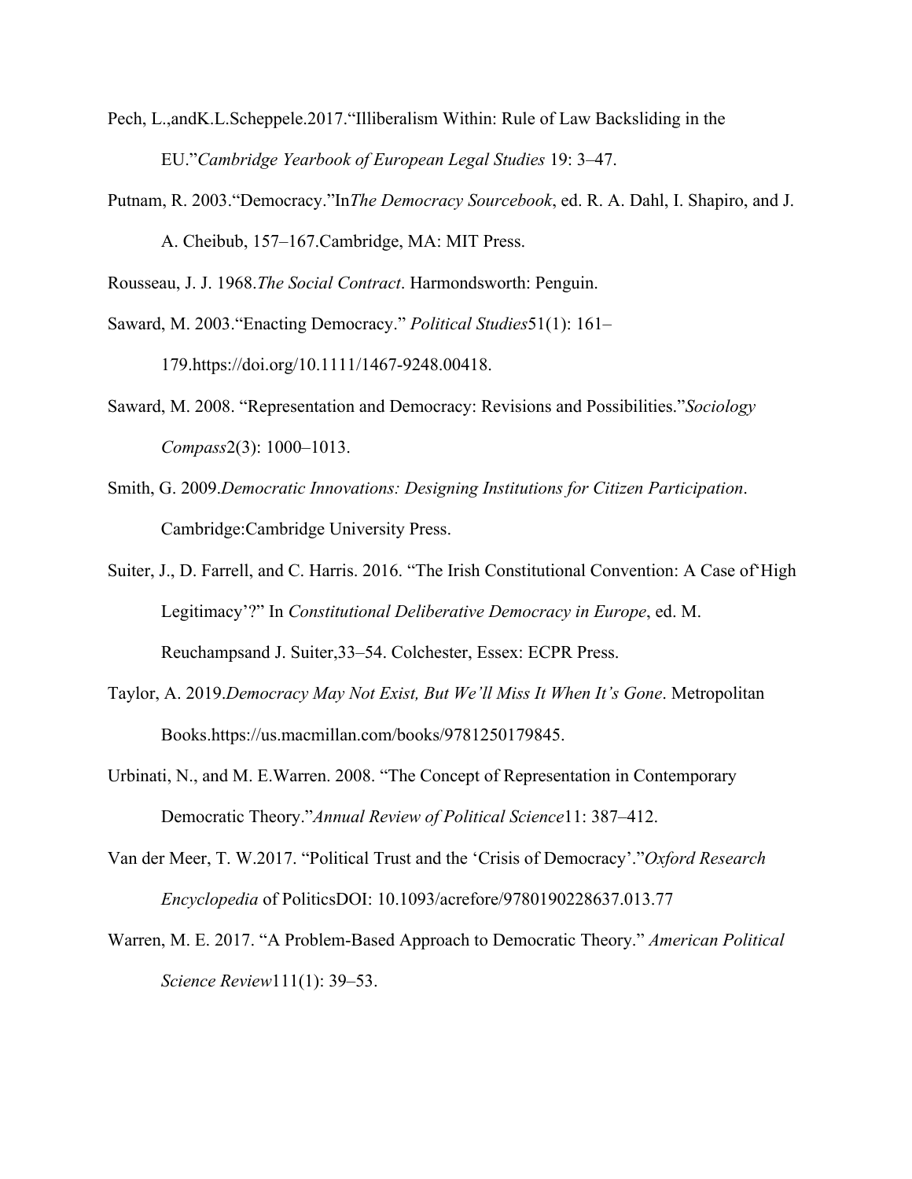Pech, L.,andK.L.Scheppele.2017."Illiberalism Within: Rule of Law Backsliding in the EU."*Cambridge Yearbook of European Legal Studies* 19: 3–47.

Putnam, R. 2003."Democracy."In*The Democracy Sourcebook*, ed. R. A. Dahl, I. Shapiro, and J. A. Cheibub, 157–167.Cambridge, MA: MIT Press.

Rousseau, J. J. 1968.*The Social Contract*. Harmondsworth: Penguin.

Saward, M. 2003."Enacting Democracy." *Political Studies*51(1): 161–179.https://doi.org/10.1111/1467-9248.00418.

Saward, M. 2008. "Representation and Democracy: Revisions and Possibilities."*Sociology Compass*2(3): 1000–1013.

Smith, G. 2009.*Democratic Innovations: Designing Institutions for Citizen Participation*. Cambridge:Cambridge University Press.

Suiter, J., D. Farrell, and C. Harris. 2016. "The Irish Constitutional Convention: A Case of'High Legitimacy'?" In *Constitutional Deliberative Democracy in Europe*, ed. M. Reuchampsand J. Suiter,33–54. Colchester, Essex: ECPR Press.

Taylor, A. 2019.*Democracy May Not Exist, But We'll Miss It When It's Gone*. Metropolitan Books.https://us.macmillan.com/books/9781250179845.

Urbinati, N., and M. E.Warren. 2008. "The Concept of Representation in Contemporary Democratic Theory."*Annual Review of Political Science*11: 387–412.

Van der Meer, T. W.2017. "Political Trust and the 'Crisis of Democracy'."*Oxford Research Encyclopedia* of PoliticsDOI: 10.1093/acrefore/9780190228637.013.77

Warren, M. E. 2017. "A Problem-Based Approach to Democratic Theory." *American Political Science Review*111(1): 39–53.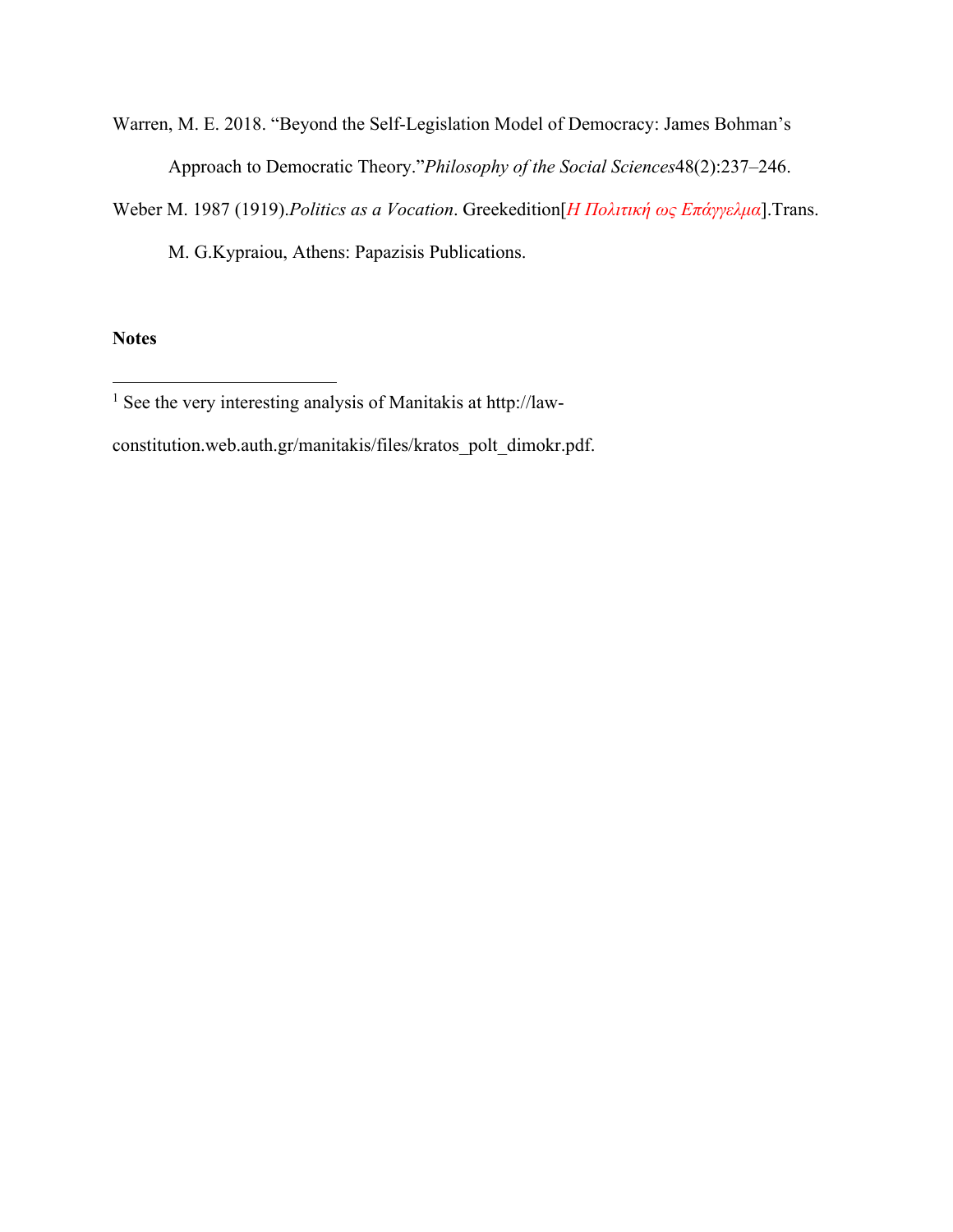Warren, M. E. 2018. "Beyond the Self-Legislation Model of Democracy: James Bohman's Approach to Democratic Theory."*Philosophy of the Social Sciences*48(2):237–246.

Weber M. 1987 (1919).*Politics as a Vocation*. Greekedition[*Η Πολιτική ως Επάγγελμα*].Trans. M. G.Kypraiou, Athens: Papazisis Publications.

**Notes**

---

[1] See the very interesting analysis of Manitakis at http://law-constitution.web.auth.gr/manitakis/files/kratos_polt_dimokr.pdf.